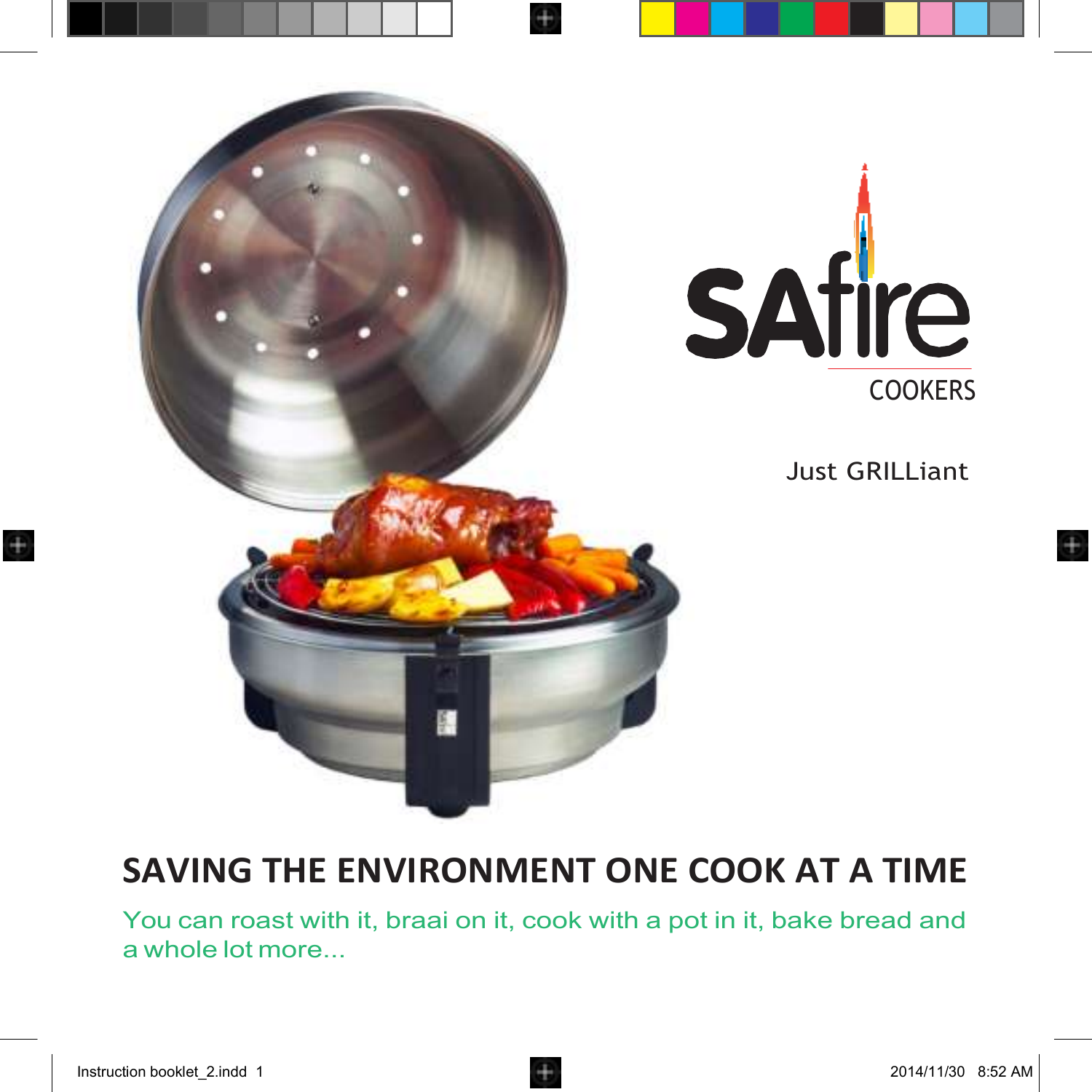# SAfire COOKERS

Just GRILLiant

## SAVING THE ENVIRONMENT ONE COOK AT A TIME

You can roast with it, braai on it, cook with a pot in it, bake bread and a whole lot more...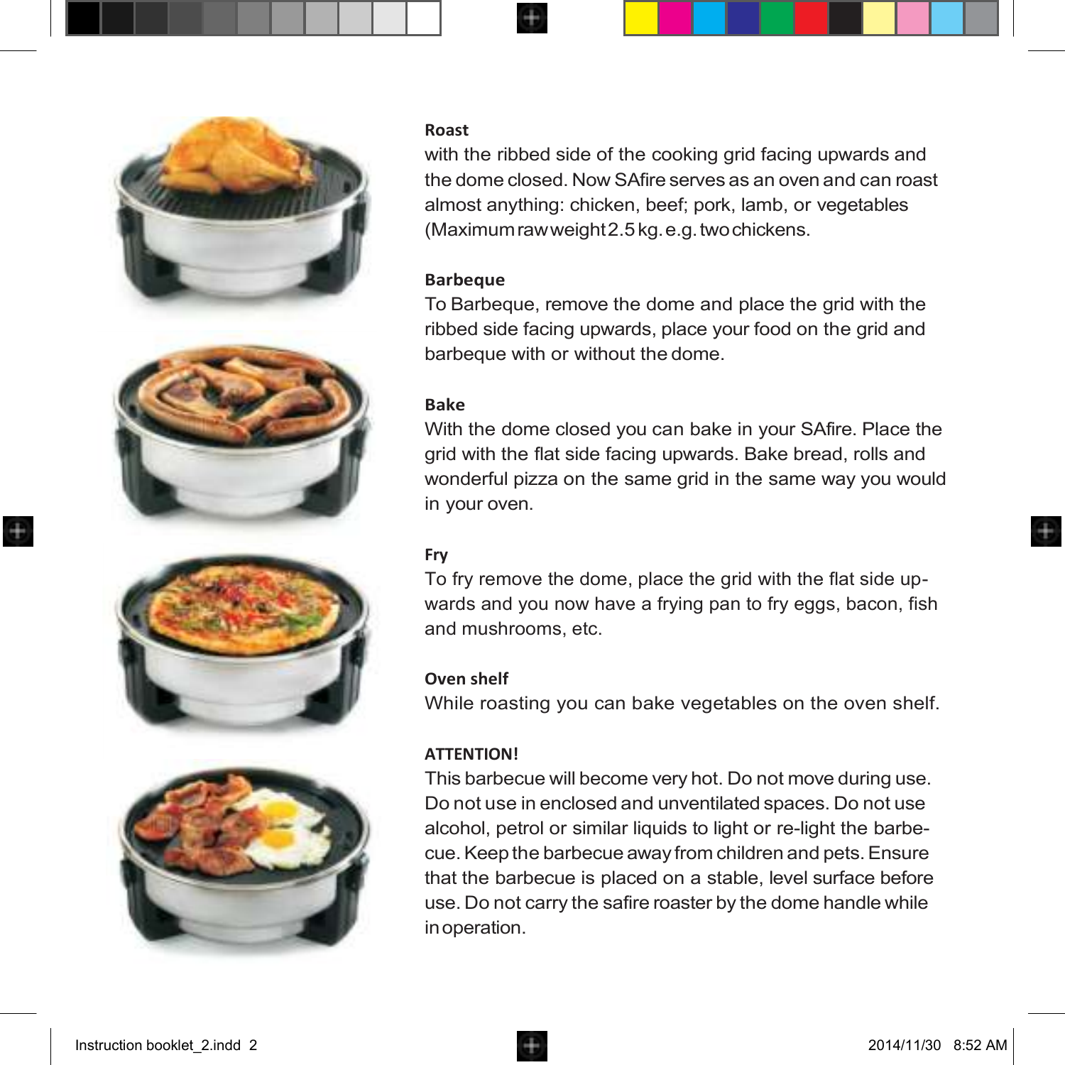### Roast

with the ribbed side of the cooking grid facing upwards and the dome closed. Now SAfire serves as an oven and can roast almost anything: chicken, beef; pork, lamb, or vegetables (Maximum raw weight 2.5 kg. e.g. two chickens.

### Barbeque

To Barbeque, remove the dome and place the grid with the ribbed side facing upwards, place your food on the grid and barbeque with or without the dome.

### Bake

With the dome closed you can bake in your SAfire. Place the grid with the flat side facing upwards. Bake bread, rolls and wonderful pizza on the same grid in the same way you would in your oven.

### Fry

To fry remove the dome, place the grid with the flat side up-wards and you now have a frying pan to fry eggs, bacon, fish and mushrooms, etc.

### Oven shelf

While roasting you can bake vegetables on the oven shelf.

### ATTENTION!

This barbecue will become very hot. Do not move during use. Do not use in enclosed and unventilated spaces. Do not use alcohol, petrol or similar liquids to light or re-light the barbe-cue. Keep the barbecue away from children and pets. Ensure that the barbecue is placed on a stable, level surface before use. Do not carry the safire roaster by the dome handle while in operation.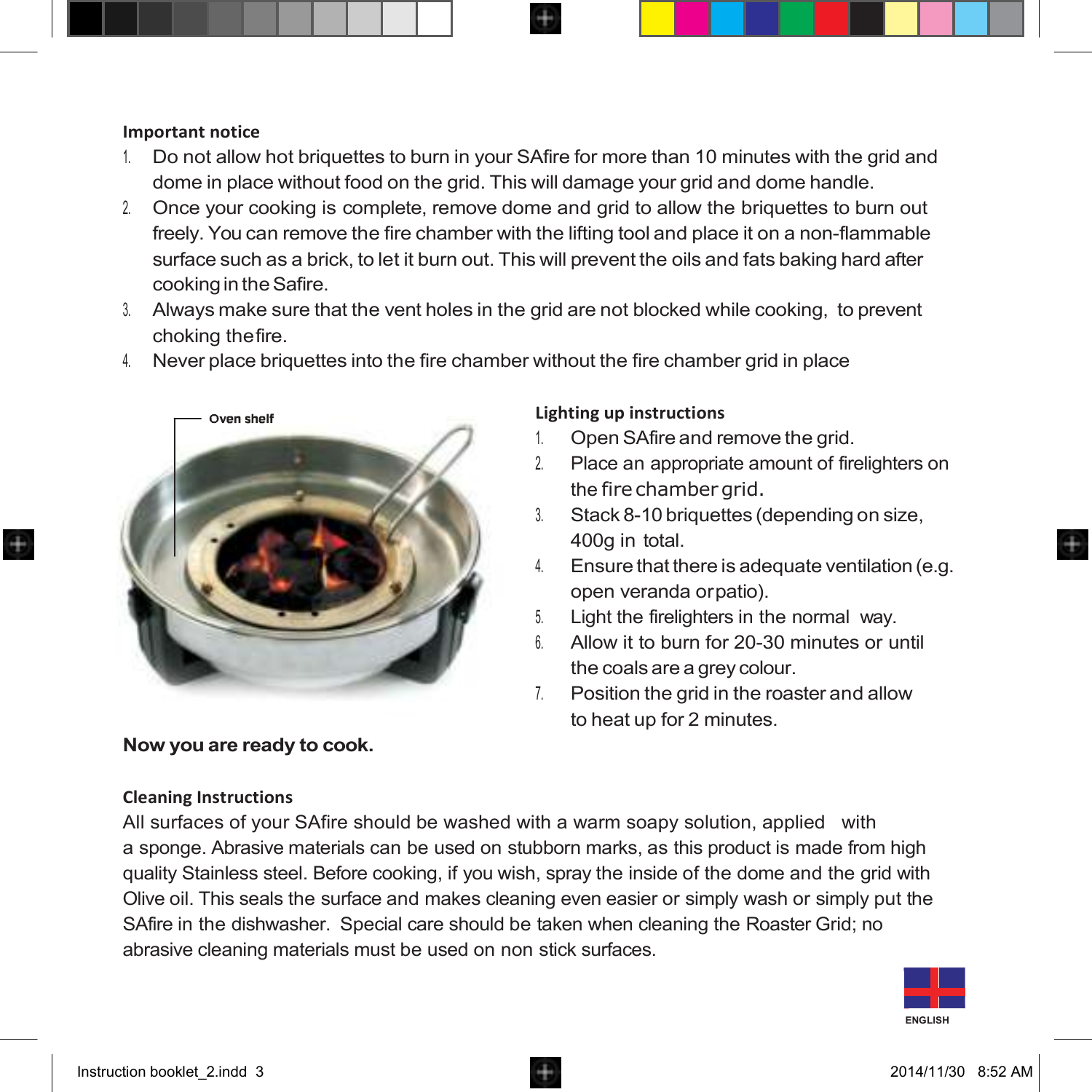**Important notice**

1. Do not allow hot briquettes to burn in your SAfire for more than 10 minutes with the grid and dome in place without food on the grid. This will damage your grid and dome handle.
2. Once your cooking is complete, remove dome and grid to allow the briquettes to burn out freely. You can remove the fire chamber with the lifting tool and place it on a non-flammable surface such as a brick, to let it burn out. This will prevent the oils and fats baking hard after cooking in the Safire.
3. Always make sure that the vent holes in the grid are not blocked while cooking, to prevent choking the fire.
4. Never place briquettes into the fire chamber without the fire chamber grid in place

Oven shelf

**Lighting up instructions**

1. Open SAfire and remove the grid.
2. Place an appropriate amount of firelighters on the fire chamber grid.
3. Stack 8-10 briquettes (depending on size, 400g in total.
4. Ensure that there is adequate ventilation (e.g. open veranda or patio).
5. Light the firelighters in the normal way.
6. Allow it to burn for 20-30 minutes or until the coals are a grey colour.
7. Position the grid in the roaster and allow to heat up for 2 minutes.

**Now you are ready to cook.**

**Cleaning Instructions**

All surfaces of your SAfire should be washed with a warm soapy solution, applied with a sponge. Abrasive materials can be used on stubborn marks, as this product is made from high quality Stainless steel. Before cooking, if you wish, spray the inside of the dome and the grid with Olive oil. This seals the surface and makes cleaning even easier or simply wash or simply put the SAfire in the dishwasher. Special care should be taken when cleaning the Roaster Grid; no abrasive cleaning materials must be used on non stick surfaces.

ENGLISH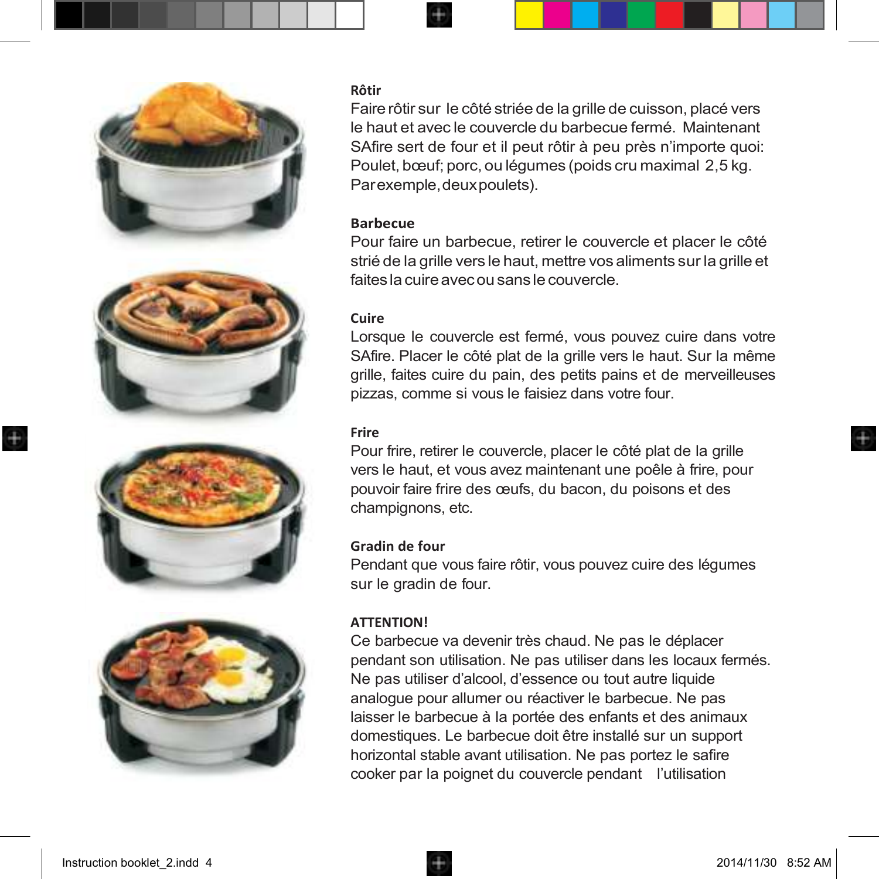**Rôtir**

Faire rôtir sur le côté striée de la grille de cuisson, placé vers le haut et avec le couvercle du barbecue fermé. Maintenant SAfire sert de four et il peut rôtir à peu près n'importe quoi: Poulet, bœuf; porc, ou légumes (poids cru maximal 2,5 kg. Par exemple, deux poulets).

**Barbecue**

Pour faire un barbecue, retirer le couvercle et placer le côté strié de la grille vers le haut, mettre vos aliments sur la grille et faites la cuire avec ou sans le couvercle.

**Cuire**

Lorsque le couvercle est fermé, vous pouvez cuire dans votre SAfire. Placer le côté plat de la grille vers le haut. Sur la même grille, faites cuire du pain, des petits pains et de merveilleuses pizzas, comme si vous le faisiez dans votre four.

**Frire**

Pour frire, retirer le couvercle, placer le côté plat de la grille vers le haut, et vous avez maintenant une poêle à frire, pour pouvoir faire frire des œufs, du bacon, du poisons et des champignons, etc.

**Gradin de four**

Pendant que vous faire rôtir, vous pouvez cuire des légumes sur le gradin de four.

**ATTENTION!**

Ce barbecue va devenir très chaud. Ne pas le déplacer pendant son utilisation. Ne pas utiliser dans les locaux fermés. Ne pas utiliser d'alcool, d'essence ou tout autre liquide analogue pour allumer ou réactiver le barbecue. Ne pas laisser le barbecue à la portée des enfants et des animaux domestiques. Le barbecue doit être installé sur un support horizontal stable avant utilisation. Ne pas portez le safire cooker par la poignet du couvercle pendant l'utilisation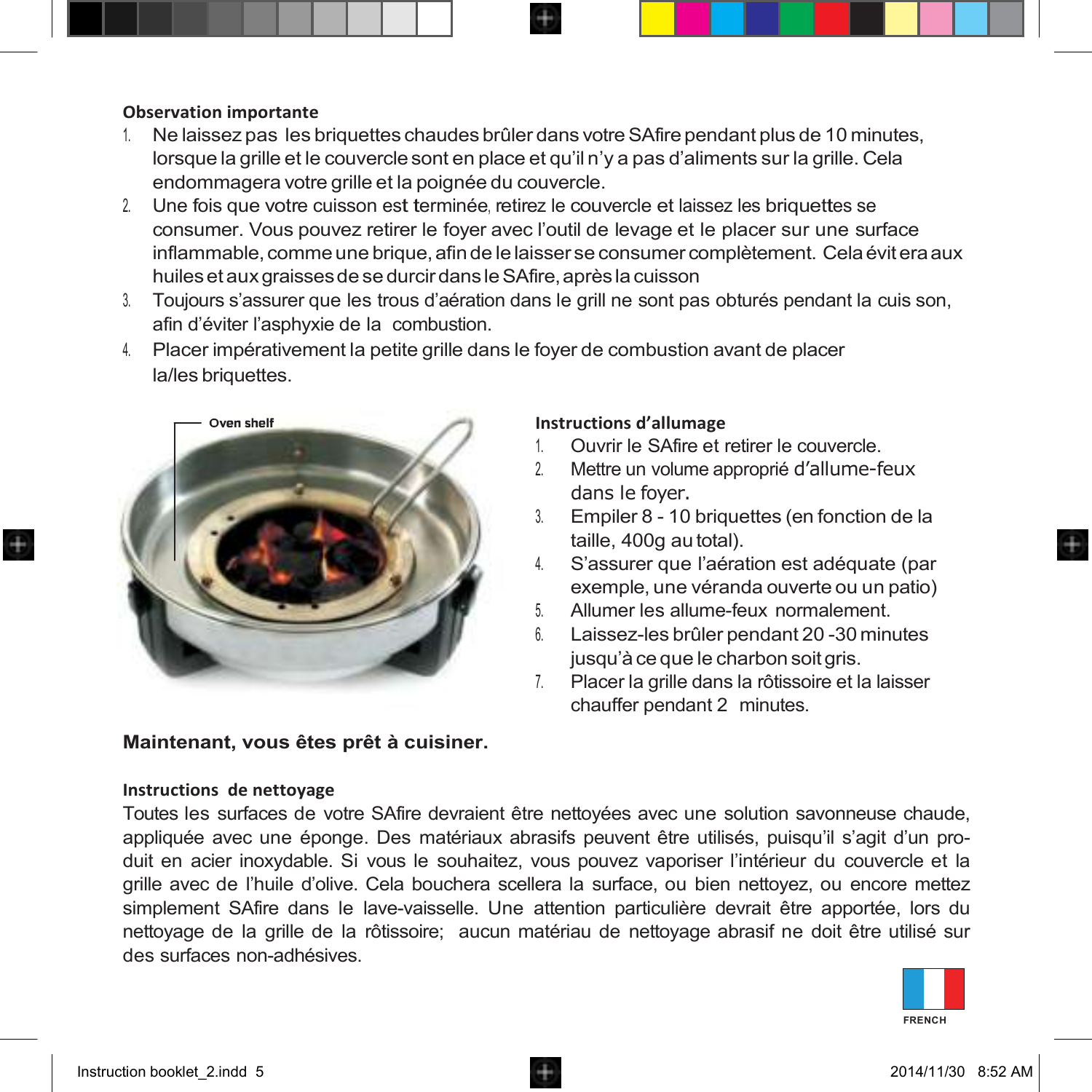**Observation importante**

1. Ne laissez pas les briquettes chaudes brûler dans votre SAfire pendant plus de 10 minutes, lorsque la grille et le couvercle sont en place et qu'il n'y a pas d'aliments sur la grille. Cela endommagera votre grille et la poignée du couvercle.
2. Une fois que votre cuisson est terminée, retirez le couvercle et laissez les briquettes se consumer. Vous pouvez retirer le foyer avec l'outil de levage et le placer sur une surface inflammable, comme une brique, afin de le laisser se consumer complètement. Cela évitera aux huiles et aux graisses de se durcir dans le SAfire, après la cuisson
3. Toujours s'assurer que les trous d'aération dans le grill ne sont pas obturés pendant la cuis son, afin d'éviter l'asphyxie de la combustion.
4. Placer impérativement la petite grille dans le foyer de combustion avant de placer la/les briquettes.

Oven shelf

**Instructions d'allumage**

1. Ouvrir le SAfire et retirer le couvercle.
2. Mettre un volume approprié d'allume-feux dans le foyer.
3. Empiler 8 - 10 briquettes (en fonction de la taille, 400g au total).
4. S'assurer que l'aération est adéquate (par exemple, une véranda ouverte ou un patio)
5. Allumer les allume-feux normalement.
6. Laissez-les brûler pendant 20 -30 minutes jusqu'à ce que le charbon soit gris.
7. Placer la grille dans la rôtissoire et la laisser chauffer pendant 2 minutes.

**Maintenant, vous êtes prêt à cuisiner.**

**Instructions de nettoyage**

Toutes les surfaces de votre SAfire devraient être nettoyées avec une solution savonneuse chaude, appliquée avec une éponge. Des matériaux abrasifs peuvent être utilisés, puisqu'il s'agit d'un produit en acier inoxydable. Si vous le souhaitez, vous pouvez vaporiser l'intérieur du couvercle et la grille avec de l'huile d'olive. Cela bouchera scellera la surface, ou bien nettoyez, ou encore mettez simplement SAfire dans le lave-vaisselle. Une attention particulière devrait être apportée, lors du nettoyage de la grille de la rôtissoire; aucun matériau de nettoyage abrasif ne doit être utilisé sur des surfaces non-adhésives.

FRENCH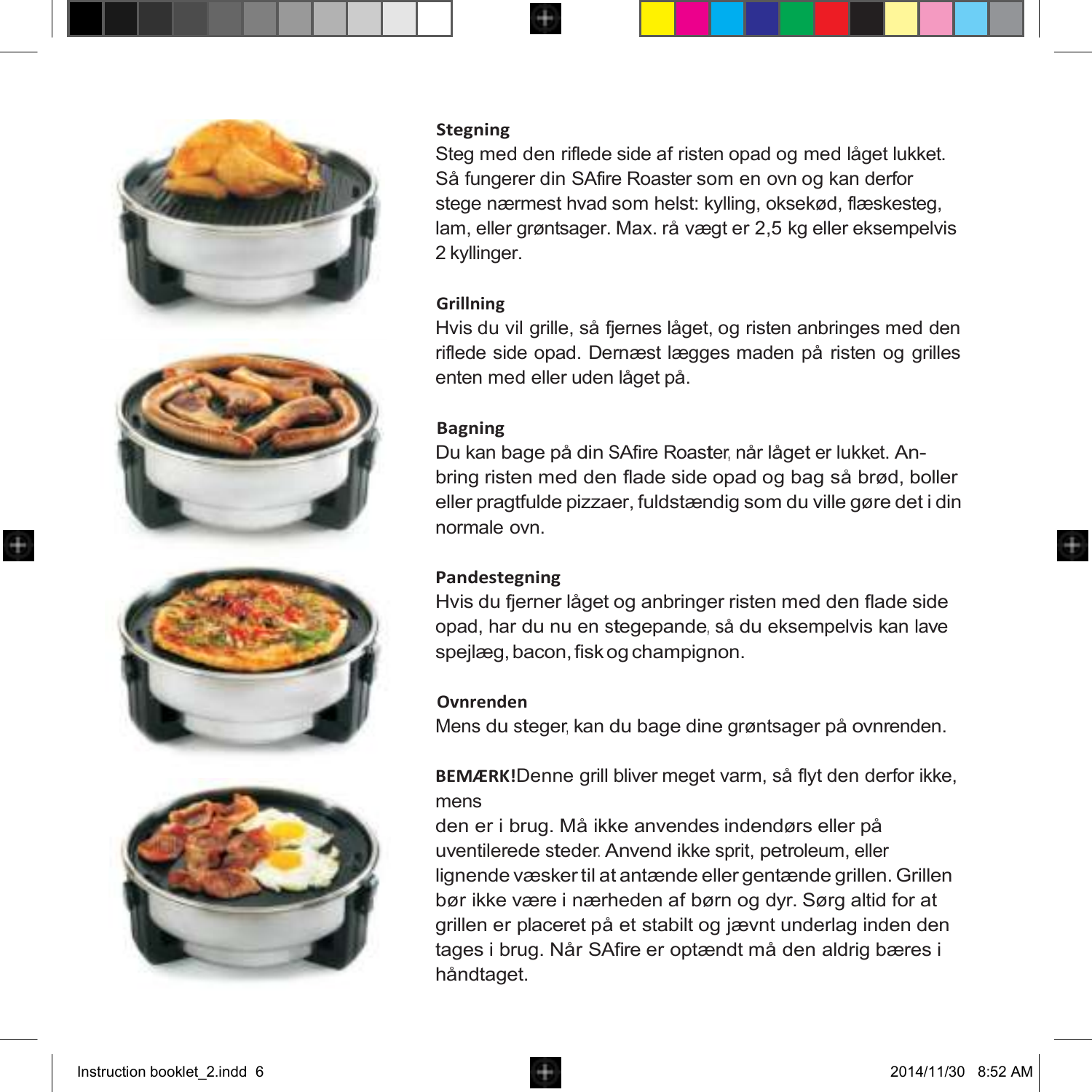### Stegning

Steg med den riflede side af risten opad og med låget lukket. Så fungerer din SAfire Roaster som en ovn og kan derfor stege nærmest hvad som helst: kylling, oksekød, flæskesteg, lam, eller grøntsager. Max. rå vægt er 2,5 kg eller eksempelvis 2 kyllinger.

### Grillning

Hvis du vil grille, så fjernes låget, og risten anbringes med den riflede side opad. Dernæst lægges maden på risten og grilles enten med eller uden låget på.

### Bagning

Du kan bage på din SAfire Roaster, når låget er lukket. Anbring risten med den flade side opad og bag så brød, boller eller pragtfulde pizzaer, fuldstændig som du ville gøre det i din normale ovn.

### Pandestegning

Hvis du fjerner låget og anbringer risten med den flade side opad, har du nu en stegepande, så du eksempelvis kan lave spejlæg, bacon, fisk og champignon.

### Ovnrenden

Mens du steger, kan du bage dine grøntsager på ovnrenden.

**BEMÆRK!** Denne grill bliver meget varm, så flyt den derfor ikke, mens den er i brug. Må ikke anvendes indendørs eller på uventilerede steder. Anvend ikke sprit, petroleum, eller lignende væsker til at antænde eller gentænde grillen. Grillen bør ikke være i nærheden af børn og dyr. Sørg altid for at grillen er placeret på et stabilt og jævnt underlag inden den tages i brug. Når SAfire er optændt må den aldrig bæres i håndtaget.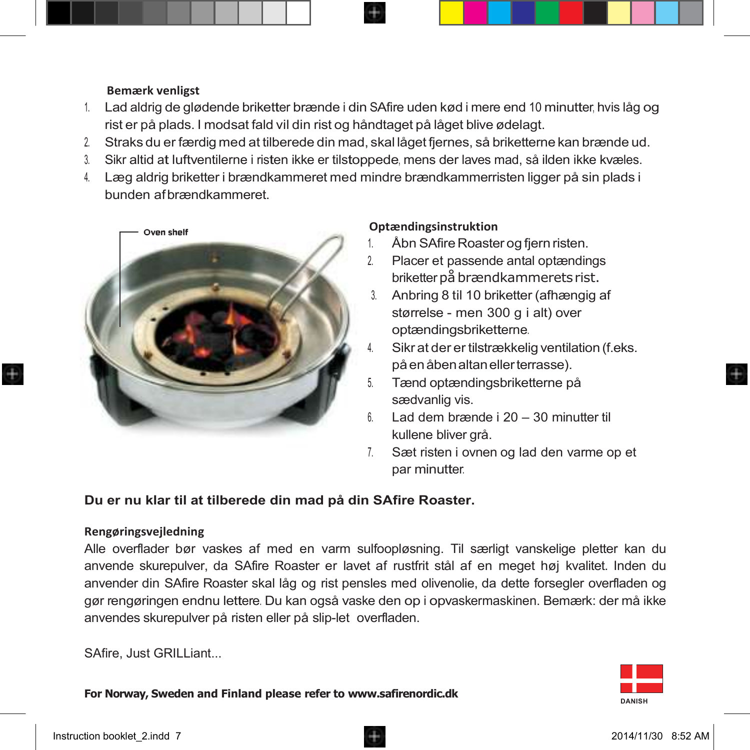**Bemærk venligst**

1. Lad aldrig de glødende briketter brænde i din SAfire uden kød i mere end 10 minutter, hvis låg og rist er på plads. I modsat fald vil din rist og håndtaget på låget blive ødelagt.
2. Straks du er færdig med at tilberede din mad, skal låget fjernes, så briketterne kan brænde ud.
3. Sikr altid at luftventilerne i risten ikke er tilstoppede, mens der laves mad, så ilden ikke kvæles.
4. Læg aldrig briketter i brændkammeret med mindre brændkammerristen ligger på sin plads i bunden af brændkammeret.

Oven shelf

**Optændingsinstruktion**

1. Åbn SAfire Roaster og fjern risten.
2. Placer et passende antal optændings briketter på brændkammerets rist.
3. Anbring 8 til 10 briketter (afhængig af størrelse - men 300 g i alt) over optændingsbriketterne.
4. Sikr at der er tilstrækkelig ventilation (f.eks. på en åben altan eller terrasse).
5. Tænd optændingsbriketterne på sædvanlig vis.
6. Lad dem brænde i 20 – 30 minutter til kullene bliver grå.
7. Sæt risten i ovnen og lad den varme op et par minutter.

**Du er nu klar til at tilberede din mad på din SAfire Roaster.**

**Rengøringsvejledning**

Alle overflader bør vaskes af med en varm sulfoopløsning. Til særligt vanskelige pletter kan du anvende skurepulver, da SAfire Roaster er lavet af rustfrit stål af en meget høj kvalitet. Inden du anvender din SAfire Roaster skal låg og rist pensles med olivenolie, da dette forsegler overfladen og gør rengøringen endnu lettere. Du kan også vaske den op i opvaskermaskinen. Bemærk: der må ikke anvendes skurepulver på risten eller på slip-let overfladen.

SAfire, Just GRILLiant...

**For Norway, Sweden and Finland please refer to www.safirenordic.dk**

DANISH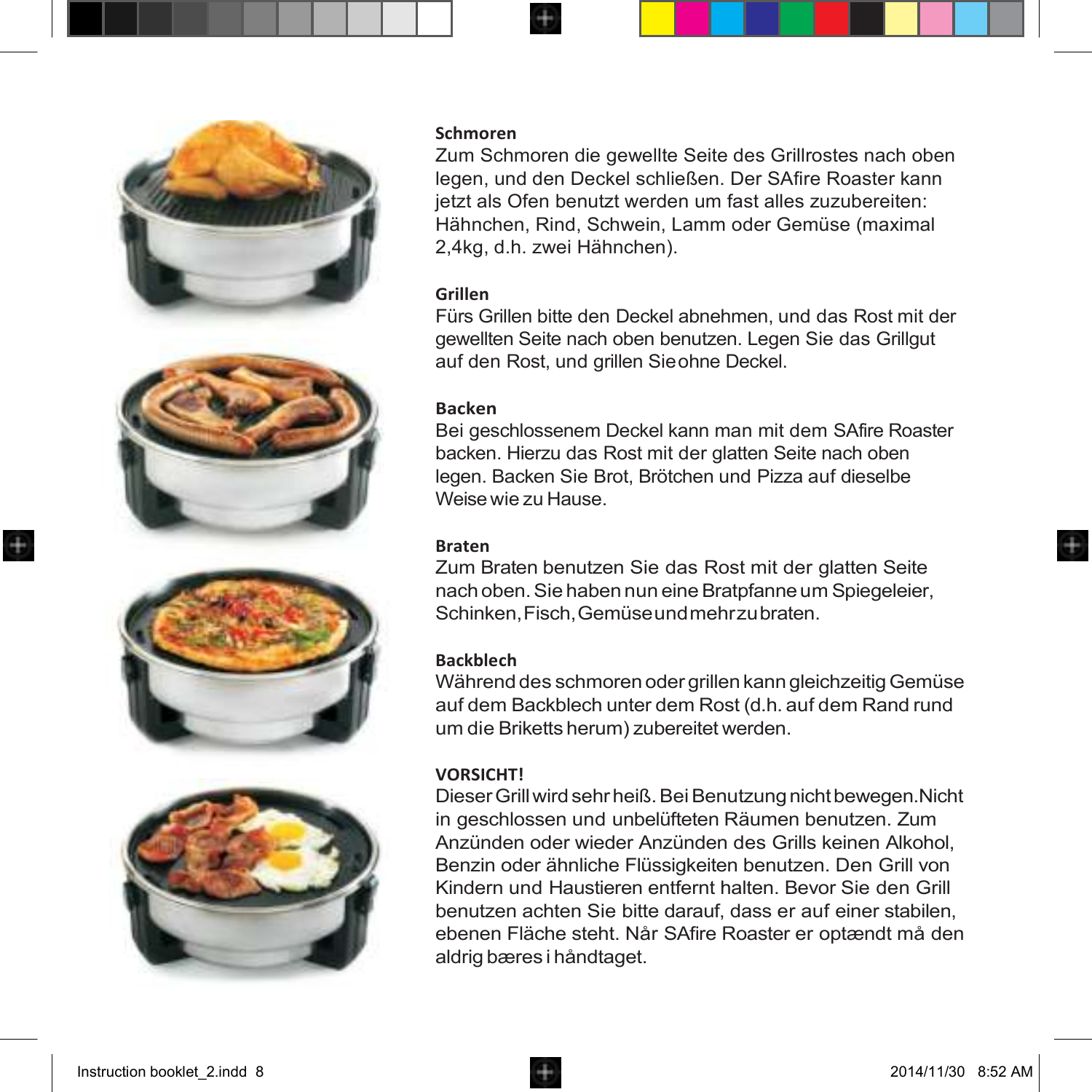**Schmoren**

Zum Schmoren die gewellte Seite des Grillrostes nach oben legen, und den Deckel schließen. Der SAfire Roaster kann jetzt als Ofen benutzt werden um fast alles zuzubereiten: Hähnchen, Rind, Schwein, Lamm oder Gemüse (maximal 2,4kg, d.h. zwei Hähnchen).

**Grillen**

Fürs Grillen bitte den Deckel abnehmen, und das Rost mit der gewellten Seite nach oben benutzen. Legen Sie das Grillgut auf den Rost, und grillen Sie ohne Deckel.

**Backen**

Bei geschlossenem Deckel kann man mit dem SAfire Roaster backen. Hierzu das Rost mit der glatten Seite nach oben legen. Backen Sie Brot, Brötchen und Pizza auf dieselbe Weise wie zu Hause.

**Braten**

Zum Braten benutzen Sie das Rost mit der glatten Seite nach oben. Sie haben nun eine Bratpfanne um Spiegeleier, Schinken, Fisch, Gemüse und mehr zu braten.

**Backblech**

Während des schmoren oder grillen kann gleichzeitig Gemüse auf dem Backblech unter dem Rost (d.h. auf dem Rand rund um die Briketts herum) zubereitet werden.

**VORSICHT!**

Dieser Grill wird sehr heiß. Bei Benutzung nicht bewegen. Nicht in geschlossen und unbelüfteten Räumen benutzen. Zum Anzünden oder wieder Anzünden des Grills keinen Alkohol, Benzin oder ähnliche Flüssigkeiten benutzen. Den Grill von Kindern und Haustieren entfernt halten. Bevor Sie den Grill benutzen achten Sie bitte darauf, dass er auf einer stabilen, ebenen Fläche steht. Når SAfire Roaster er optændt må den aldrig bæres i håndtaget.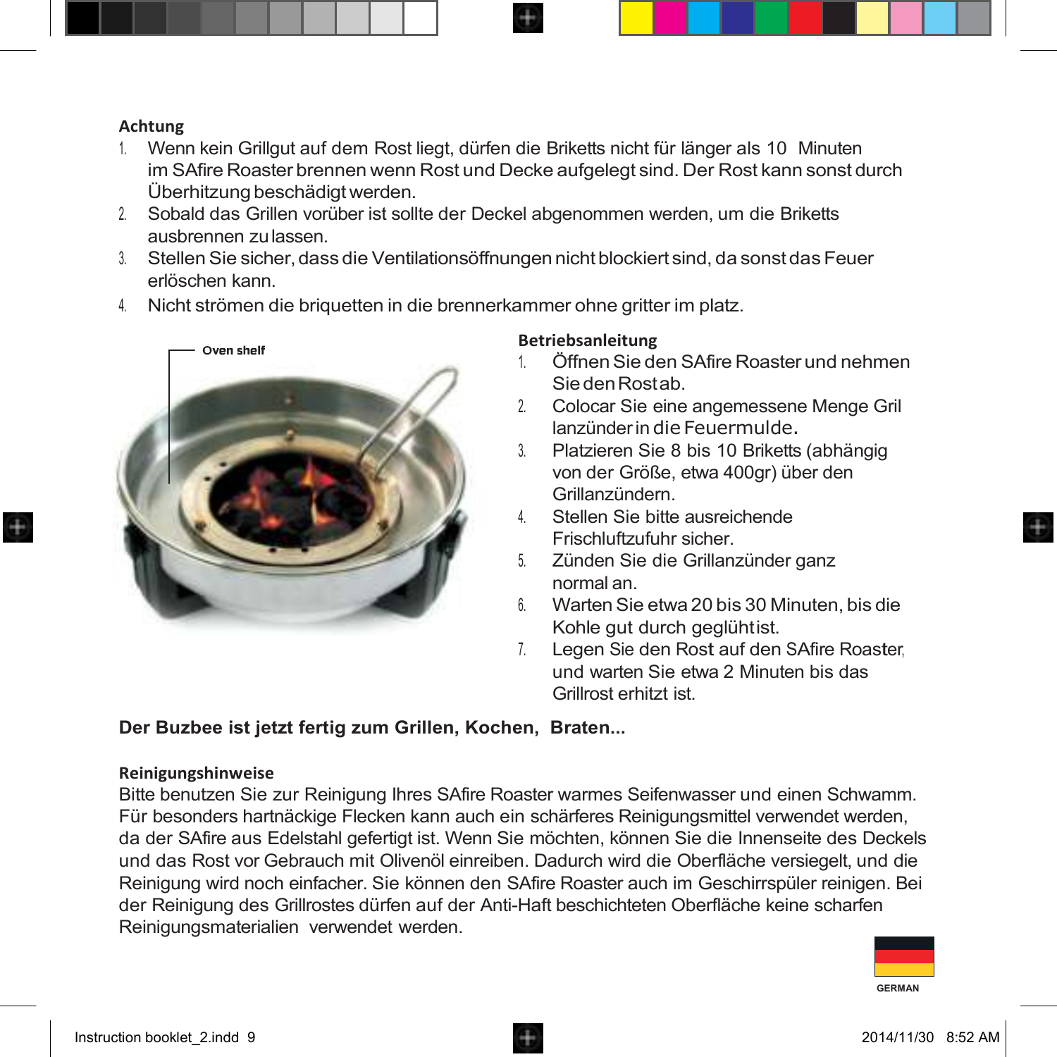**Achtung**

1. Wenn kein Grillgut auf dem Rost liegt, dürfen die Briketts nicht für länger als 10 Minuten im SAfire Roaster brennen wenn Rost und Decke aufgelegt sind. Der Rost kann sonst durch Überhitzung beschädigt werden.
2. Sobald das Grillen vorüber ist sollte der Deckel abgenommen werden, um die Briketts ausbrennen zu lassen.
3. Stellen Sie sicher, dass die Ventilationsöffnungen nicht blockiert sind, da sonst das Feuer erlöschen kann.
4. Nicht strömen die briquetten in die brennerkammer ohne gritter im platz.

Oven shelf

**Betriebsanleitung**

1. Öffnen Sie den SAfire Roaster und nehmen Sie den Rost ab.
2. Colocar Sie eine angemessene Menge Grillanzünder in die Feuermulde.
3. Platzieren Sie 8 bis 10 Briketts (abhängig von der Größe, etwa 400gr) über den Grillanzündern.
4. Stellen Sie bitte ausreichende Frischluftzufuhr sicher.
5. Zünden Sie die Grillanzünder ganz normal an.
6. Warten Sie etwa 20 bis 30 Minuten, bis die Kohle gut durch geglüht ist.
7. Legen Sie den Rost auf den SAfire Roaster, und warten Sie etwa 2 Minuten bis das Grillrost erhitzt ist.

**Der Buzbee ist jetzt fertig zum Grillen, Kochen, Braten...**

**Reinigungshinweise**

Bitte benutzen Sie zur Reinigung Ihres SAfire Roaster warmes Seifenwasser und einen Schwamm. Für besonders hartnäckige Flecken kann auch ein schärferes Reinigungsmittel verwendet werden, da der SAfire aus Edelstahl gefertigt ist. Wenn Sie möchten, können Sie die Innenseite des Deckels und das Rost vor Gebrauch mit Olivenöl einreiben. Dadurch wird die Oberfläche versiegelt, und die Reinigung wird noch einfacher. Sie können den SAfire Roaster auch im Geschirrspüler reinigen. Bei der Reinigung des Grillrostes dürfen auf der Anti-Haft beschichteten Oberfläche keine scharfen Reinigungsmaterialien verwendet werden.

GERMAN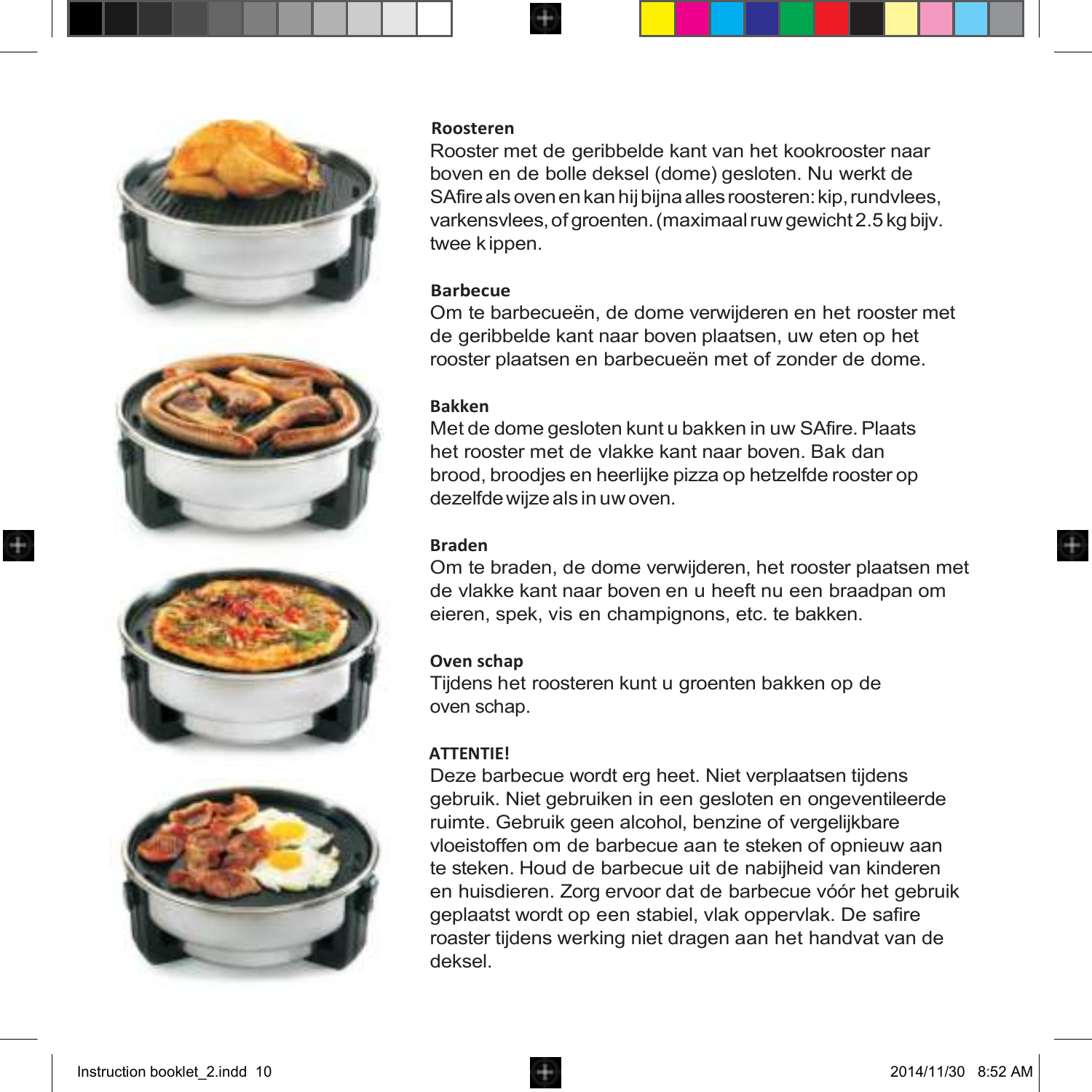**Roosteren**

Rooster met de geribbelde kant van het kookrooster naar boven en de bolle deksel (dome) gesloten. Nu werkt de SAfire als oven en kan hij bijna alles roosteren: kip, rundvlees, varkensvlees, of groenten. (maximaal ruw gewicht 2.5 kg bijv. twee k ippen.

**Barbecue**

Om te barbecueën, de dome verwijderen en het rooster met de geribbelde kant naar boven plaatsen, uw eten op het rooster plaatsen en barbecueën met of zonder de dome.

**Bakken**

Met de dome gesloten kunt u bakken in uw SAfire. Plaats het rooster met de vlakke kant naar boven. Bak dan brood, broodjes en heerlijke pizza op hetzelfde rooster op dezelfde wijze als in uw oven.

**Braden**

Om te braden, de dome verwijderen, het rooster plaatsen met de vlakke kant naar boven en u heeft nu een braadpan om eieren, spek, vis en champignons, etc. te bakken.

**Oven schap**

Tijdens het roosteren kunt u groenten bakken op de oven schap.

**ATTENTIE!**

Deze barbecue wordt erg heet. Niet verplaatsen tijdens gebruik. Niet gebruiken in een gesloten en ongeventileerde ruimte. Gebruik geen alcohol, benzine of vergelijkbare vloeistoffen om de barbecue aan te steken of opnieuw aan te steken. Houd de barbecue uit de nabijheid van kinderen en huisdieren. Zorg ervoor dat de barbecue vóór het gebruik geplaatst wordt op een stabiel, vlak oppervlak. De safire roaster tijdens werking niet dragen aan het handvat van de deksel.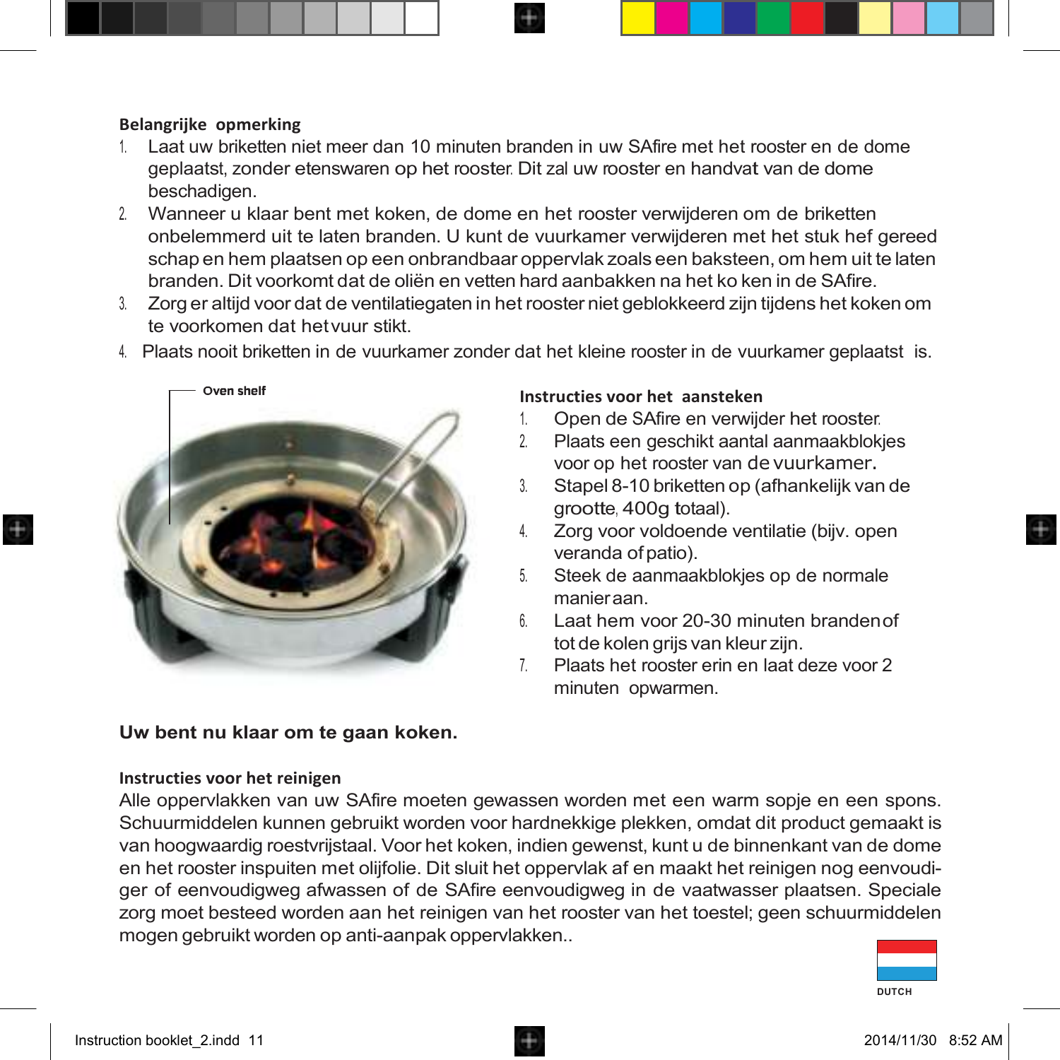**Belangrijke opmerking**

1. Laat uw briketten niet meer dan 10 minuten branden in uw SAfire met het rooster en de dome geplaatst, zonder etenswaren op het rooster. Dit zal uw rooster en handvat van de dome beschadigen.
2. Wanneer u klaar bent met koken, de dome en het rooster verwijderen om de briketten onbelemmerd uit te laten branden. U kunt de vuurkamer verwijderen met het stuk hef gereed schap en hem plaatsen op een onbrandbaar oppervlak zoals een baksteen, om hem uit te laten branden. Dit voorkomt dat de oliën en vetten hard aanbakken na het ko ken in de SAfire.
3. Zorg er altijd voor dat de ventilatiegaten in het rooster niet geblokkeerd zijn tijdens het koken om te voorkomen dat het vuur stikt.
4. Plaats nooit briketten in de vuurkamer zonder dat het kleine rooster in de vuurkamer geplaatst is.

Oven shelf

**Instructies voor het aansteken**

1. Open de SAfire en verwijder het rooster.
2. Plaats een geschikt aantal aanmaakblokjes voor op het rooster van de vuurkamer.
3. Stapel 8-10 briketten op (afhankelijk van de grootte, 400g totaal).
4. Zorg voor voldoende ventilatie (bijv. open veranda of patio).
5. Steek de aanmaakblokjes op de normale manier aan.
6. Laat hem voor 20-30 minuten branden of tot de kolen grijs van kleur zijn.
7. Plaats het rooster erin en laat deze voor 2 minuten opwarmen.

**Uw bent nu klaar om te gaan koken.**

**Instructies voor het reinigen**

Alle oppervlakken van uw SAfire moeten gewassen worden met een warm sopje en een spons. Schuurmiddelen kunnen gebruikt worden voor hardnekkige plekken, omdat dit product gemaakt is van hoogwaardig roestvrijstaal. Voor het koken, indien gewenst, kunt u de binnenkant van de dome en het rooster inspuiten met olijfolie. Dit sluit het oppervlak af en maakt het reinigen nog eenvoudiger of eenvoudigweg afwassen of de SAfire eenvoudigweg in de vaatwasser plaatsen. Speciale zorg moet besteed worden aan het reinigen van het rooster van het toestel; geen schuurmiddelen mogen gebruikt worden op anti-aanpak oppervlakken..

DUTCH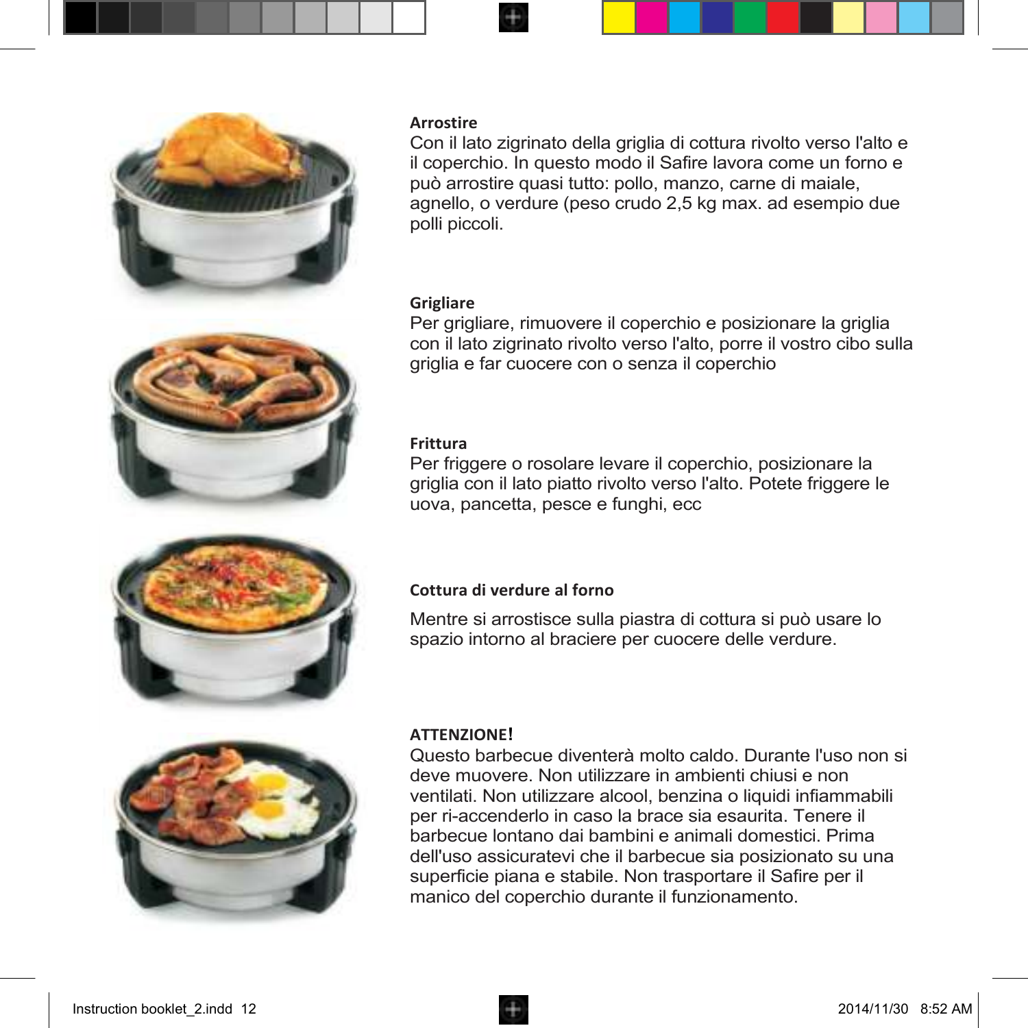**Arrostire**

Con il lato zigrinato della griglia di cottura rivolto verso l'alto e il coperchio. In questo modo il Safire lavora come un forno e può arrostire quasi tutto: pollo, manzo, carne di maiale, agnello, o verdure (peso crudo 2,5 kg max. ad esempio due polli piccoli.

**Grigliare**

Per grigliare, rimuovere il coperchio e posizionare la griglia con il lato zigrinato rivolto verso l'alto, porre il vostro cibo sulla griglia e far cuocere con o senza il coperchio

**Frittura**

Per friggere o rosolare levare il coperchio, posizionare la griglia con il lato piatto rivolto verso l'alto. Potete friggere le uova, pancetta, pesce e funghi, ecc

**Cottura di verdure al forno**

Mentre si arrostisce sulla piastra di cottura si può usare lo spazio intorno al braciere per cuocere delle verdure.

**ATTENZIONE!**

Questo barbecue diventerà molto caldo. Durante l'uso non si deve muovere. Non utilizzare in ambienti chiusi e non ventilati. Non utilizzare alcool, benzina o liquidi infiammabili per ri-accenderlo in caso la brace sia esaurita. Tenere il barbecue lontano dai bambini e animali domestici. Prima dell'uso assicuratevi che il barbecue sia posizionato su una superficie piana e stabile. Non trasportare il Safire per il manico del coperchio durante il funzionamento.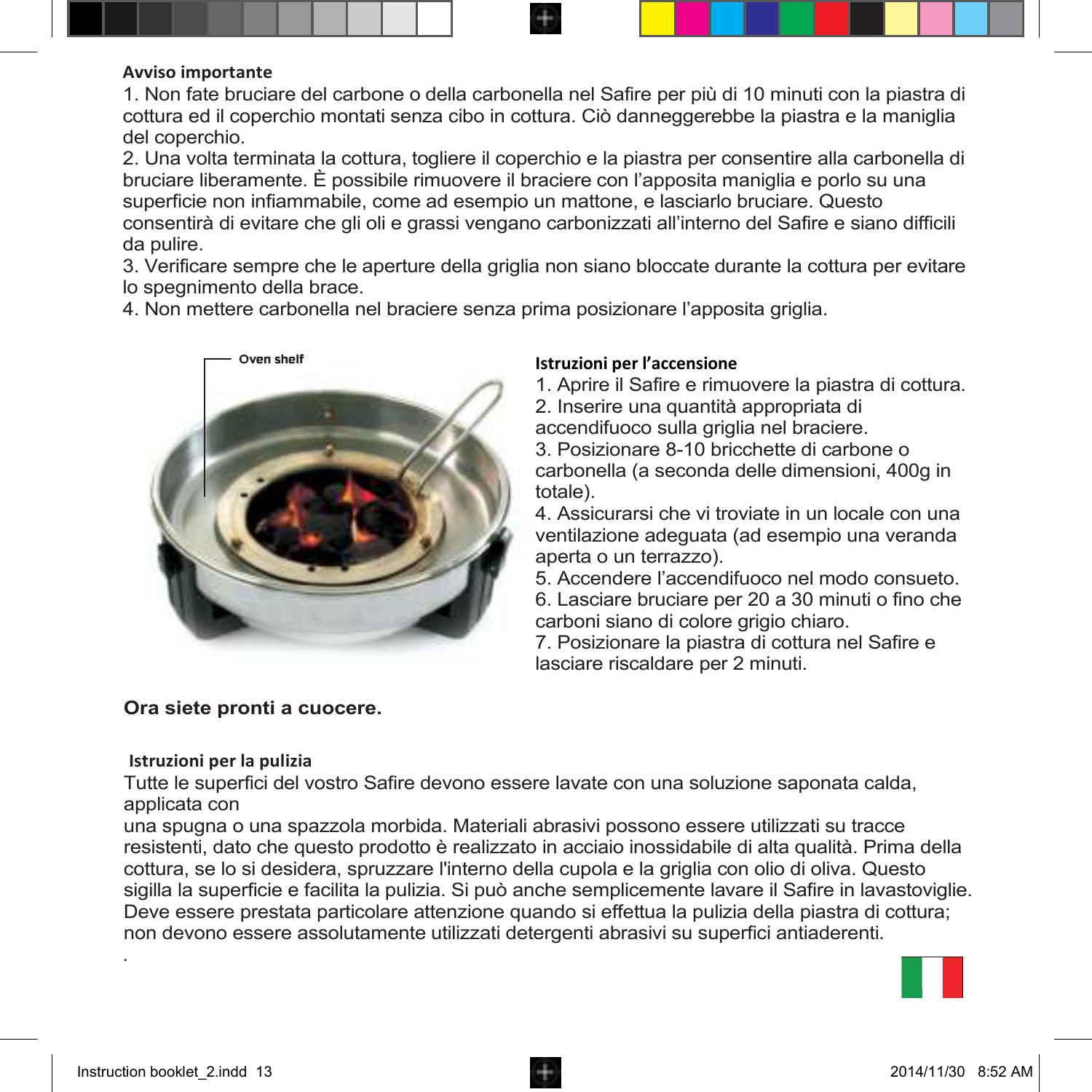**Avviso importante**

1. Non fate bruciare del carbone o della carbonella nel Safire per più di 10 minuti con la piastra di cottura ed il coperchio montati senza cibo in cottura. Ciò danneggerebbe la piastra e la maniglia del coperchio.
2. Una volta terminata la cottura, togliere il coperchio e la piastra per consentire alla carbonella di bruciare liberamente. È possibile rimuovere il braciere con l'apposita maniglia e porlo su una superficie non infiammabile, come ad esempio un mattone, e lasciarlo bruciare. Questo consentirà di evitare che gli oli e grassi vengano carbonizzati all'interno del Safire e siano difficili da pulire.
3. Verificare sempre che le aperture della griglia non siano bloccate durante la cottura per evitare lo spegnimento della brace.
4. Non mettere carbonella nel braciere senza prima posizionare l'apposita griglia.

Oven shelf

**Istruzioni per l'accensione**

1. Aprire il Safire e rimuovere la piastra di cottura.
2. Inserire una quantità appropriata di accendifuoco sulla griglia nel braciere.
3. Posizionare 8-10 bricchette di carbone o carbonella (a seconda delle dimensioni, 400g in totale).
4. Assicurarsi che vi troviate in un locale con una ventilazione adeguata (ad esempio una veranda aperta o un terrazzo).
5. Accendere l'accendifuoco nel modo consueto.
6. Lasciare bruciare per 20 a 30 minuti o fino che carboni siano di colore grigio chiaro.
7. Posizionare la piastra di cottura nel Safire e lasciare riscaldare per 2 minuti.

**Ora siete pronti a cuocere.**

**Istruzioni per la pulizia**

Tutte le superfici del vostro Safire devono essere lavate con una soluzione saponata calda, applicata con
una spugna o una spazzola morbida. Materiali abrasivi possono essere utilizzati su tracce resistenti, dato che questo prodotto è realizzato in acciaio inossidabile di alta qualità. Prima della cottura, se lo si desidera, spruzzare l'interno della cupola e la griglia con olio di oliva. Questo sigilla la superficie e facilita la pulizia. Si può anche semplicemente lavare il Safire in lavastoviglie. Deve essere prestata particolare attenzione quando si effettua la pulizia della piastra di cottura; non devono essere assolutamente utilizzati detergenti abrasivi su superfici antiaderenti.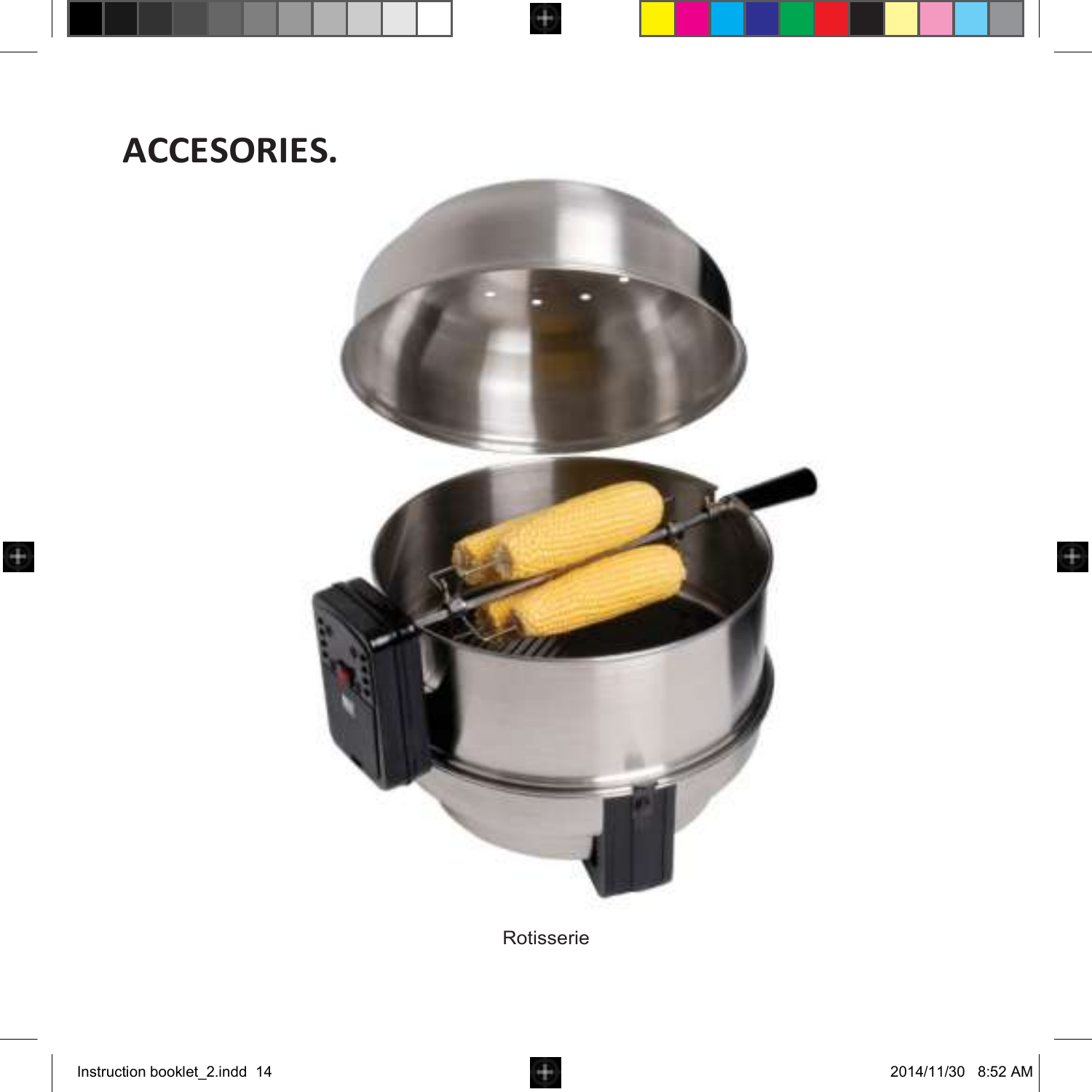# ACCESORIES.

Rotisserie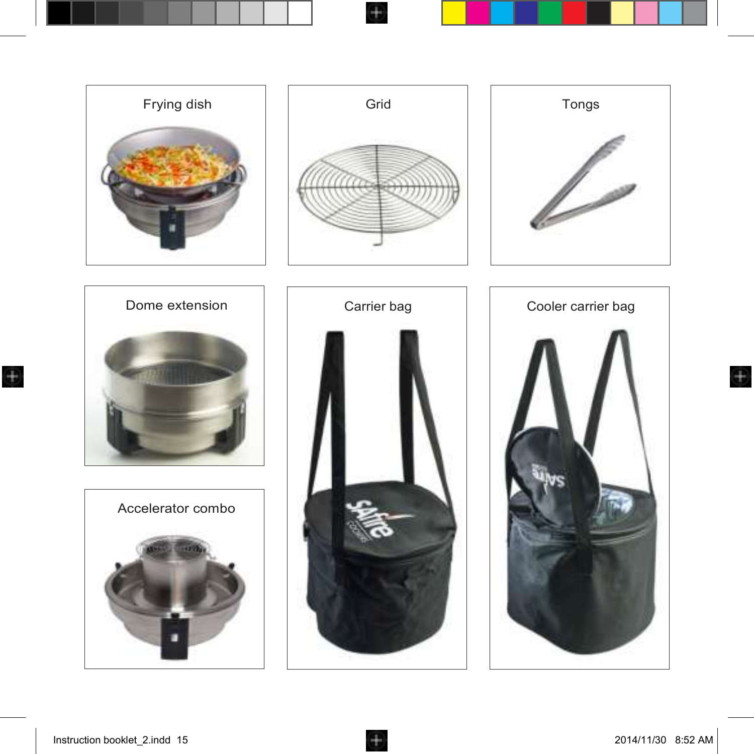Frying dish

Grid

Tongs

Dome extension

Carrier bag

Cooler carrier bag

Accelerator combo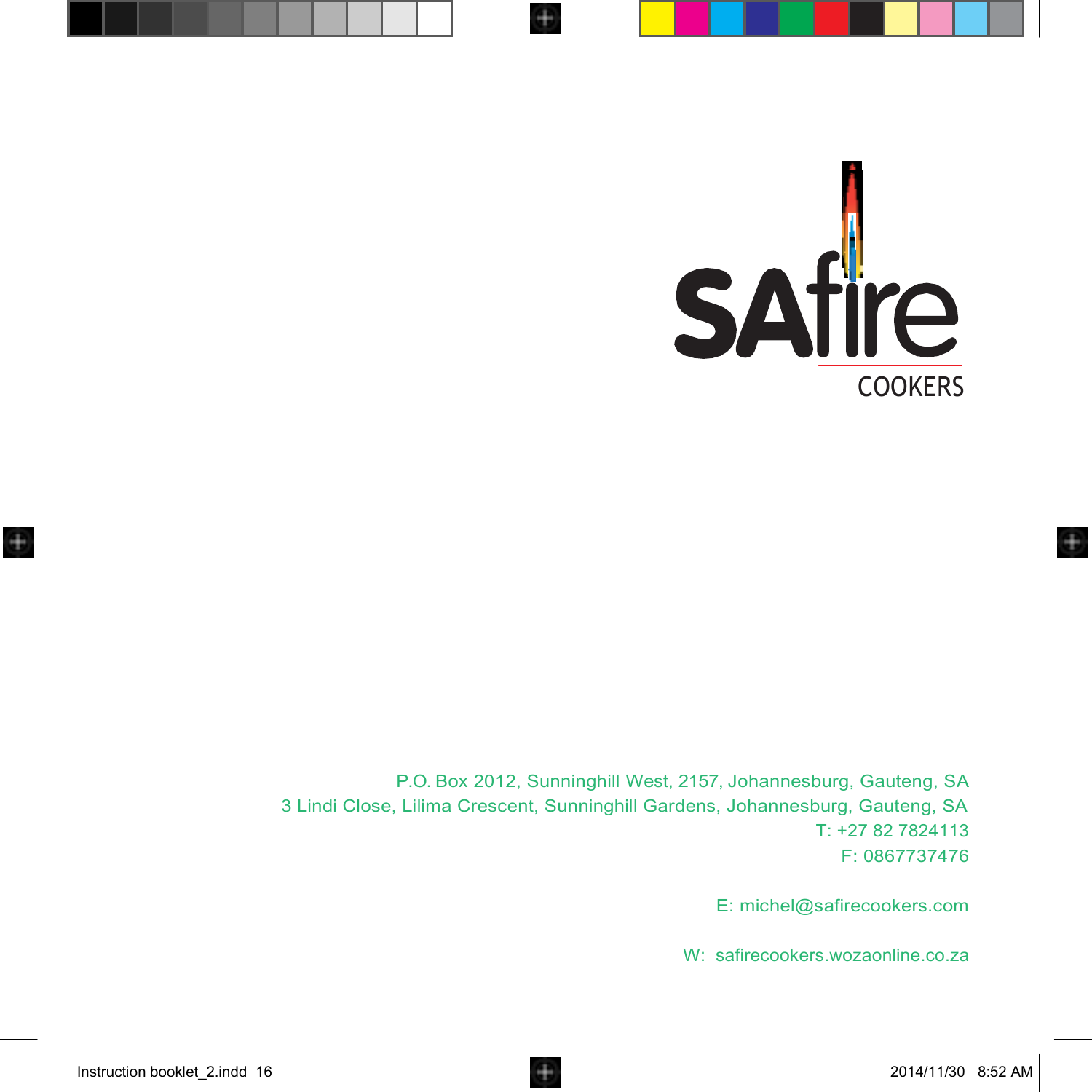SAfire

COOKERS

P.O. Box 2012, Sunninghill West, 2157, Johannesburg, Gauteng, SA
3 Lindi Close, Lilima Crescent, Sunninghill Gardens, Johannesburg, Gauteng, SA
T: +27 82 7824113
F: 0867737476

E: michel@safirecookers.com

W: safirecookers.wozaonline.co.za